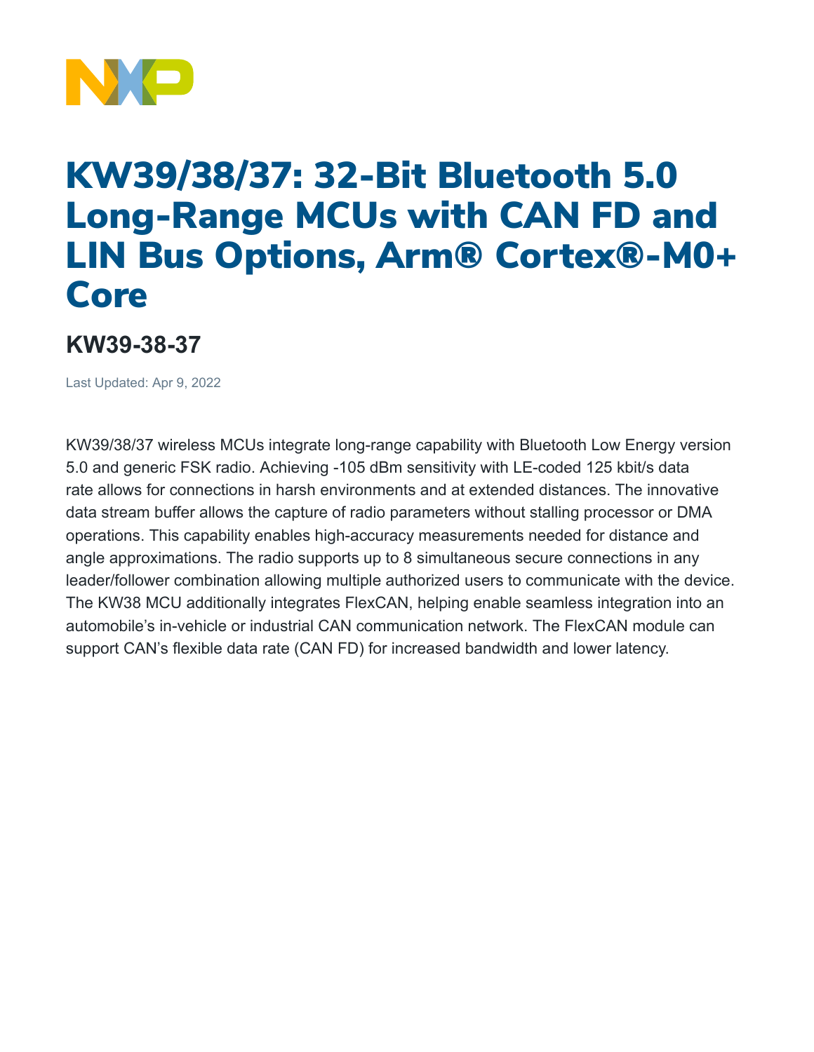# KW39/38/37: 32-Bit Bluetooth 5.0 Long-Range MCUs with CAN FD and LIN Bus Options, Arm® Cortex®-M0+ Core

## KW39-38-37

Last Updated: Apr 9, 2022

KW39/38/37 wireless MCUs integrate long-range capability with Bluetooth Low Energy version 5.0 and generic FSK radio. Achieving -105 dBm sensitivity with LE-coded 125 kbit/s data rate allows for connections in harsh environments and at extended distances. The innovative data stream buffer allows the capture of radio parameters without stalling processor or DMA operations. This capability enables high-accuracy measurements needed for distance and angle approximations. The radio supports up to 8 simultaneous secure connections in any leader/follower combination allowing multiple authorized users to communicate with the device. The KW38 MCU additionally integrates FlexCAN, helping enable seamless integration into an automobile's in-vehicle or industrial CAN communication network. The FlexCAN module can support CAN's flexible data rate (CAN FD) for increased bandwidth and lower latency.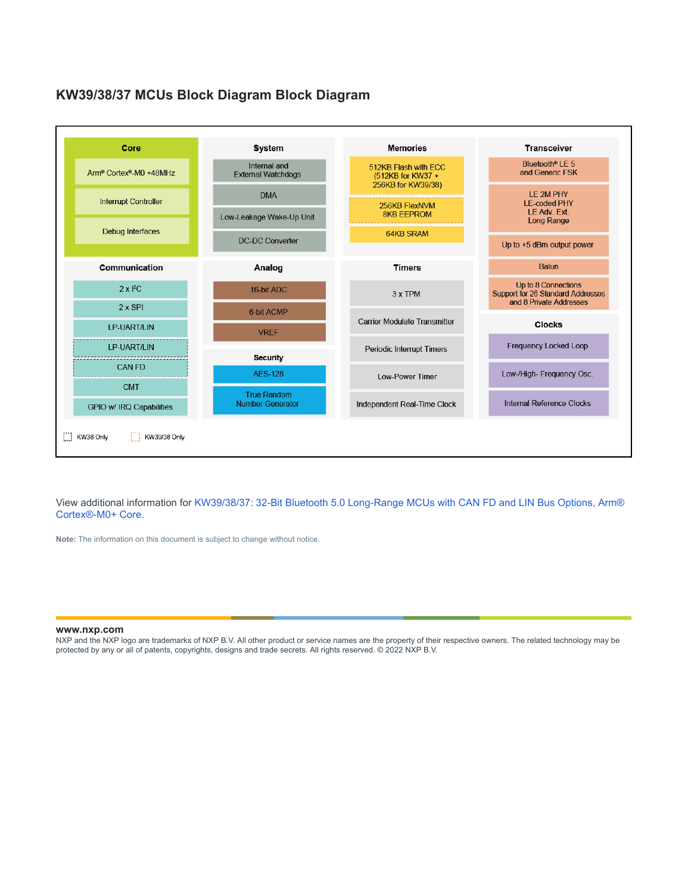## KW39/38/37 MCUs Block Diagram Block Diagram

**Core**

- Arm® Cortex®-M0 +48MHz
- Interrupt Controller
- Debug Interfaces

**System**

- Internal and External Watchdogs
- DMA
- Low-Leakage Wake-Up Unit
- DC-DC Converter

**Memories**

- 512KB Flash with ECC (512KB for KW37 + 256KB for KW39/38)
- 256KB FlexNVM 8KB EEPROM
- 64KB SRAM

**Transceiver**

- Bluetooth® LE 5 and Generic FSK
- LE 2M PHY LE-coded PHY LE Adv. Ext. Long Range
- Up to +5 dBm output power
- Balun
- Up to 8 Connections Support for 26 Standard Addresses and 8 Private Addresses

**Communication**

- 2 x I²C
- 2 x SPI
- LP-UART/LIN
- LP-UART/LIN
- CAN FD
- CMT
- GPIO w/ IRQ Capabilities

**Analog**

- 16-bit ADC
- 6-bit ACMP
- VREF

**Security**

- AES-128
- True Random Number Generator

**Timers**

- 3 x TPM
- Carrier Modulate Transmitter
- Periodic Interrupt Timers
- Low-Power Timer
- Independent Real-Time Clock

**Clocks**

- Frequency Locked Loop
- Low-/High- Frequency Osc.
- Internal Reference Clocks

KW38 Only

KW39/38 Only

View additional information for KW39/38/37: 32-Bit Bluetooth 5.0 Long-Range MCUs with CAN FD and LIN Bus Options, Arm® Cortex®-M0+ Core.

**Note:** The information on this document is subject to change without notice.

**www.nxp.com**

NXP and the NXP logo are trademarks of NXP B.V. All other product or service names are the property of their respective owners. The related technology may be protected by any or all of patents, copyrights, designs and trade secrets. All rights reserved. © 2022 NXP B.V.